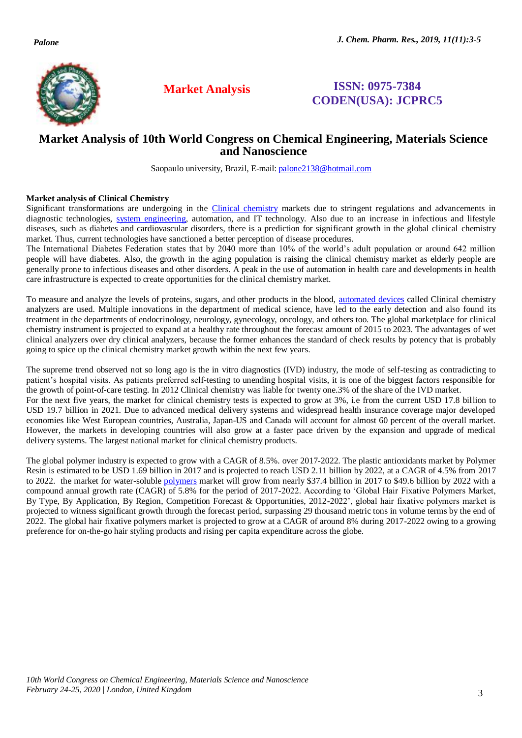**Market Analysis**

**ISSN: 0975-7384**
**CODEN(USA): JCPRC5**

# Market Analysis of 10th World Congress on Chemical Engineering, Materials Science and Nanoscience

Saopaulo university, Brazil, E-mail: palone2138@hotmail.com

**Market analysis of Clinical Chemistry**

Significant transformations are undergoing in the Clinical chemistry markets due to stringent regulations and advancements in diagnostic technologies, system engineering, automation, and IT technology. Also due to an increase in infectious and lifestyle diseases, such as diabetes and cardiovascular disorders, there is a prediction for significant growth in the global clinical chemistry market. Thus, current technologies have sanctioned a better perception of disease procedures.

The International Diabetes Federation states that by 2040 more than 10% of the world's adult population or around 642 million people will have diabetes. Also, the growth in the aging population is raising the clinical chemistry market as elderly people are generally prone to infectious diseases and other disorders. A peak in the use of automation in health care and developments in health care infrastructure is expected to create opportunities for the clinical chemistry market.

To measure and analyze the levels of proteins, sugars, and other products in the blood, automated devices called Clinical chemistry analyzers are used. Multiple innovations in the department of medical science, have led to the early detection and also found its treatment in the departments of endocrinology, neurology, gynecology, oncology, and others too. The global marketplace for clinical chemistry instrument is projected to expand at a healthy rate throughout the forecast amount of 2015 to 2023. The advantages of wet clinical analyzers over dry clinical analyzers, because the former enhances the standard of check results by potency that is probably going to spice up the clinical chemistry market growth within the next few years.

The supreme trend observed not so long ago is the in vitro diagnostics (IVD) industry, the mode of self-testing as contradicting to patient's hospital visits. As patients preferred self-testing to unending hospital visits, it is one of the biggest factors responsible for the growth of point-of-care testing. In 2012 Clinical chemistry was liable for twenty one.3% of the share of the IVD market.

For the next five years, the market for clinical chemistry tests is expected to grow at 3%, i.e from the current USD 17.8 billion to USD 19.7 billion in 2021. Due to advanced medical delivery systems and widespread health insurance coverage major developed economies like West European countries, Australia, Japan-US and Canada will account for almost 60 percent of the overall market. However, the markets in developing countries will also grow at a faster pace driven by the expansion and upgrade of medical delivery systems. The largest national market for clinical chemistry products.

The global polymer industry is expected to grow with a CAGR of 8.5%. over 2017-2022. The plastic antioxidants market by Polymer Resin is estimated to be USD 1.69 billion in 2017 and is projected to reach USD 2.11 billion by 2022, at a CAGR of 4.5% from 2017 to 2022. the market for water-soluble polymers market will grow from nearly $37.4 billion in 2017 to $49.6 billion by 2022 with a compound annual growth rate (CAGR) of 5.8% for the period of 2017-2022. According to 'Global Hair Fixative Polymers Market, By Type, By Application, By Region, Competition Forecast & Opportunities, 2012-2022', global hair fixative polymers market is projected to witness significant growth through the forecast period, surpassing 29 thousand metric tons in volume terms by the end of 2022. The global hair fixative polymers market is projected to grow at a CAGR of around 8% during 2017-2022 owing to a growing preference for on-the-go hair styling products and rising per capita expenditure across the globe.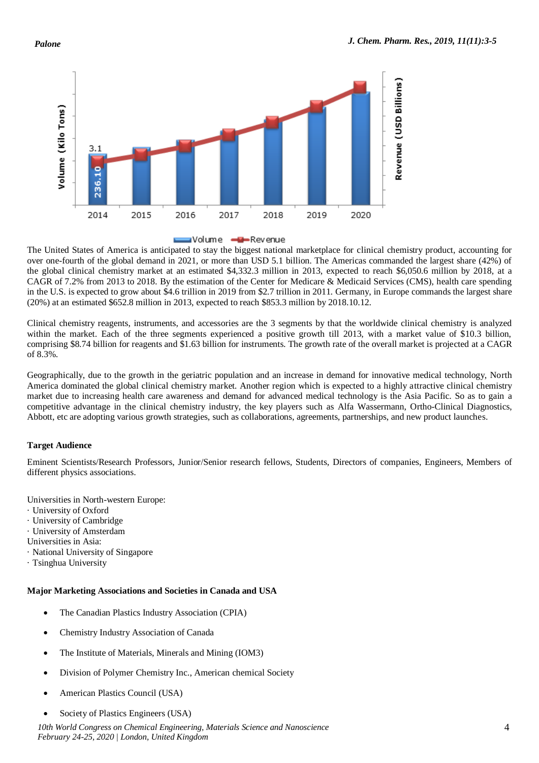Volume (Kilo Tons)

Revenue (USD Billions)

3.1

236.10

2014 2015 2016 2017 2018 2019 2020

Volume Revenue

The United States of America is anticipated to stay the biggest national marketplace for clinical chemistry product, accounting for over one-fourth of the global demand in 2021, or more than USD 5.1 billion. The Americas commanded the largest share (42%) of the global clinical chemistry market at an estimated $4,332.3 million in 2013, expected to reach $6,050.6 million by 2018, at a CAGR of 7.2% from 2013 to 2018. By the estimation of the Center for Medicare & Medicaid Services (CMS), health care spending in the U.S. is expected to grow about $4.6 trillion in 2019 from $2.7 trillion in 2011. Germany, in Europe commands the largest share (20%) at an estimated $652.8 million in 2013, expected to reach $853.3 million by 2018.10.12.

Clinical chemistry reagents, instruments, and accessories are the 3 segments by that the worldwide clinical chemistry is analyzed within the market. Each of the three segments experienced a positive growth till 2013, with a market value of $10.3 billion, comprising $8.74 billion for reagents and $1.63 billion for instruments. The growth rate of the overall market is projected at a CAGR of 8.3%.

Geographically, due to the growth in the geriatric population and an increase in demand for innovative medical technology, North America dominated the global clinical chemistry market. Another region which is expected to a highly attractive clinical chemistry market due to increasing health care awareness and demand for advanced medical technology is the Asia Pacific. So as to gain a competitive advantage in the clinical chemistry industry, the key players such as Alfa Wassermann, Ortho-Clinical Diagnostics, Abbott, etc are adopting various growth strategies, such as collaborations, agreements, partnerships, and new product launches.

**Target Audience**

Eminent Scientists/Research Professors, Junior/Senior research fellows, Students, Directors of companies, Engineers, Members of different physics associations.

Universities in North-western Europe:
· University of Oxford
· University of Cambridge
· University of Amsterdam
Universities in Asia:
· National University of Singapore
· Tsinghua University

**Major Marketing Associations and Societies in Canada and USA**

- The Canadian Plastics Industry Association (CPIA)
- Chemistry Industry Association of Canada
- The Institute of Materials, Minerals and Mining (IOM3)
- Division of Polymer Chemistry Inc., American chemical Society
- American Plastics Council (USA)
- Society of Plastics Engineers (USA)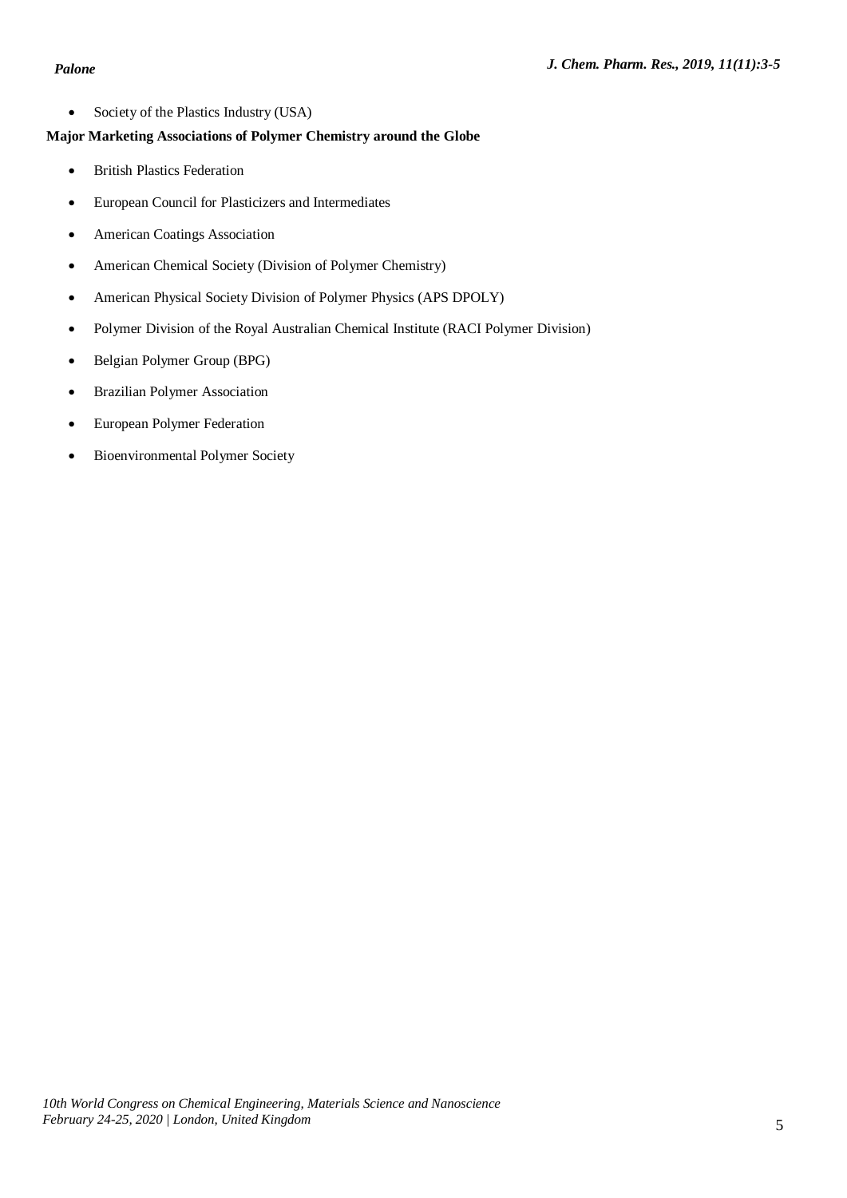- Society of the Plastics Industry (USA)

**Major Marketing Associations of Polymer Chemistry around the Globe**

- British Plastics Federation
- European Council for Plasticizers and Intermediates
- American Coatings Association
- American Chemical Society (Division of Polymer Chemistry)
- American Physical Society Division of Polymer Physics (APS DPOLY)
- Polymer Division of the Royal Australian Chemical Institute (RACI Polymer Division)
- Belgian Polymer Group (BPG)
- Brazilian Polymer Association
- European Polymer Federation
- Bioenvironmental Polymer Society